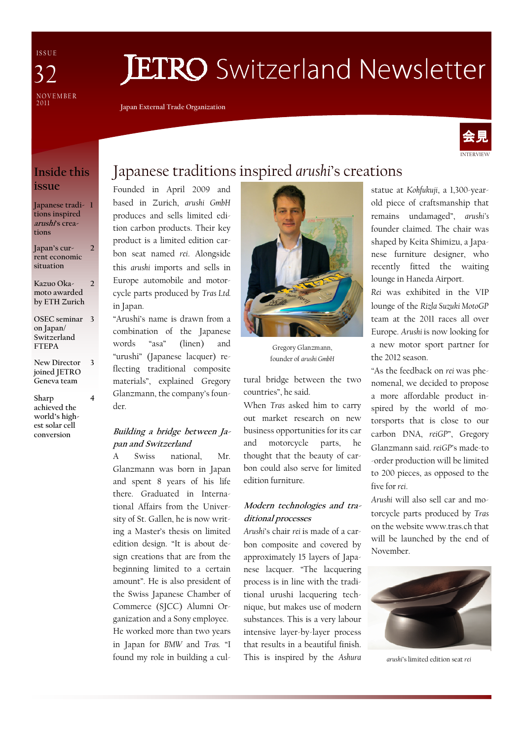ISSUE 32

NOVEMBER 2011

# JETRO Switzerland Newsletter

Japan External Trade Organization

会見 INTERVIEW

## Inside this issue

| | |
|---|---|
| Japanese traditions inspired *arushi*'s creations | 1 |
| Japan's current economic situation | 2 |
| Kazuo Okamoto awarded by ETH Zurich | 2 |
| OSEC seminar on Japan/Switzerland FTEPA | 3 |
| New Director joined JETRO Geneva team | 3 |
| Sharp achieved the world's highest solar cell conversion | 4 |

# Japanese traditions inspired *arushi*'s creations

Founded in April 2009 and based in Zurich, *arushi GmbH* produces and sells limited edition carbon products. Their key product is a limited edition carbon seat named *rei*. Alongside this *arushi* imports and sells in Europe automobile and motorcycle parts produced by *Tras Ltd.* in Japan.

"Arushi's name is drawn from a combination of the Japanese words "asa" (linen) and "urushi" (Japanese lacquer) reflecting traditional composite materials", explained Gregory Glanzmann, the company's founder.

### *Building a bridge between Japan and Switzerland*

A Swiss national, Mr. Glanzmann was born in Japan and spent 8 years of his life there. Graduated in International Affairs from the University of St. Gallen, he is now writing a Master's thesis on limited edition design. "It is about design creations that are from the beginning limited to a certain amount". He is also president of the Swiss Japanese Chamber of Commerce (SJCC) Alumni Organization and a Sony employee. He worked more than two years in Japan for *BMW* and *Tras*. "I found my role in building a cultural bridge between the two countries", he said.

Gregory Glanzmann, founder of *arushi GmbH*

When *Tras* asked him to carry out market research on new business opportunities for its car and motorcycle parts, he thought that the beauty of carbon could also serve for limited edition furniture.

### *Modern technologies and traditional processes*

*Arushi*'s chair *rei* is made of a carbon composite and covered by approximately 15 layers of Japanese lacquer. "The lacquering process is in line with the traditional urushi lacquering technique, but makes use of modern substances. This is a very labour intensive layer-by-layer process that results in a beautiful finish. This is inspired by the *Ashura* statue at *Kohfukuji*, a 1,300-year-old piece of craftsmanship that remains undamaged", *arushi's* founder claimed. The chair was shaped by Keita Shimizu, a Japanese furniture designer, who recently fitted the waiting lounge in Haneda Airport.

*Rei* was exhibited in the VIP lounge of the *Rizla Suzuki MotoGP* team at the 2011 races all over Europe. *Arushi* is now looking for a new motor sport partner for the 2012 season.

"As the feedback on *rei* was phenomenal, we decided to propose a more affordable product inspired by the world of motorsports that is close to our carbon DNA, *reiGP*", Gregory Glanzmann said. *reiGP*'s made-to-order production will be limited to 200 pieces, as opposed to the five for *rei*.

*Arushi* will also sell car and motorcycle parts produced by *Tras* on the website www.tras.ch that will be launched by the end of November.

*arushi*'s limited edition seat *rei*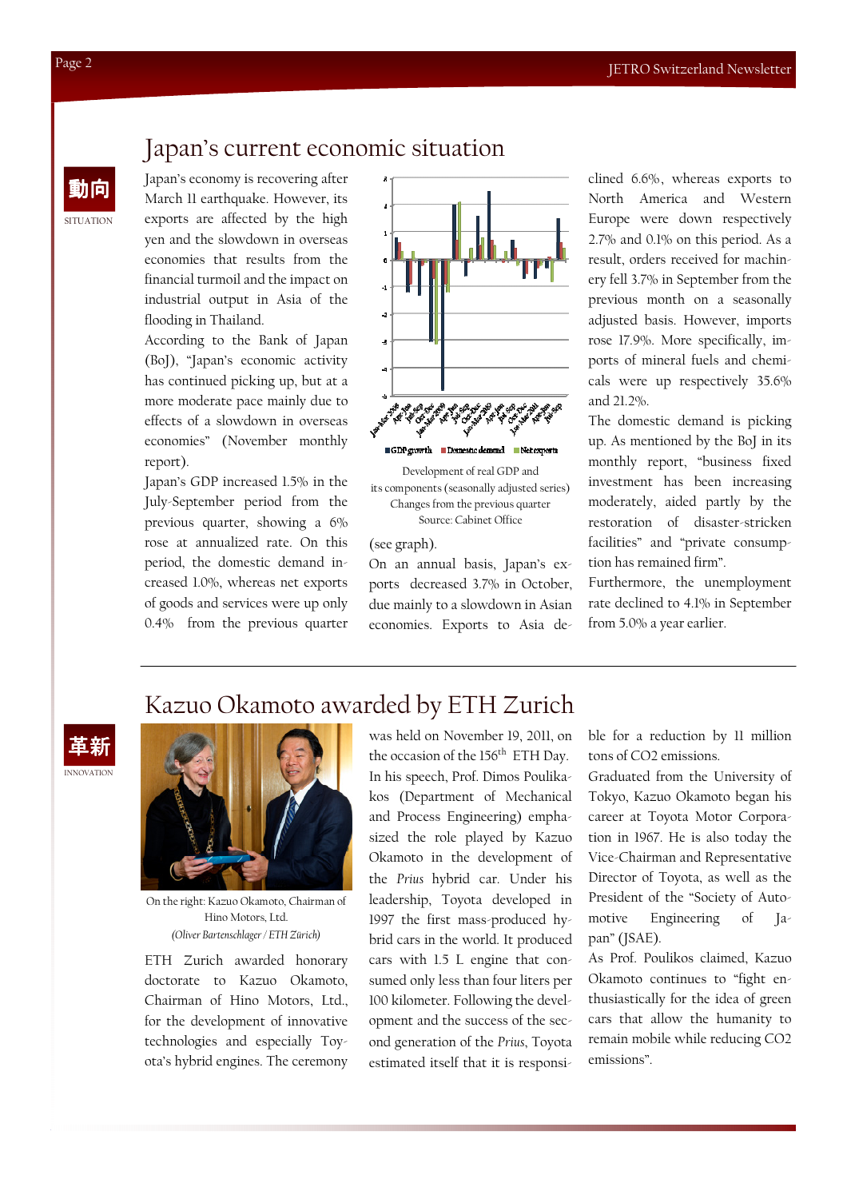# Japan's current economic situation

動向

SITUATION

Japan's economy is recovering after March 11 earthquake. However, its exports are affected by the high yen and the slowdown in overseas economies that results from the financial turmoil and the impact on industrial output in Asia of the flooding in Thailand.

According to the Bank of Japan (BoJ), "Japan's economic activity has continued picking up, but at a more moderate pace mainly due to effects of a slowdown in overseas economies" (November monthly report).

Japan's GDP increased 1.5% in the July-September period from the previous quarter, showing a 6% rose at annualized rate. On this period, the domestic demand increased 1.0%, whereas net exports of goods and services were up only 0.4% from the previous quarter (see graph).

Development of real GDP and its components (seasonally adjusted series) Changes from the previous quarter
Source: Cabinet Office

On an annual basis, Japan's exports decreased 3.7% in October, due mainly to a slowdown in Asian economies. Exports to Asia declined 6.6%, whereas exports to North America and Western Europe were down respectively 2.7% and 0.1% on this period. As a result, orders received for machinery fell 3.7% in September from the previous month on a seasonally adjusted basis. However, imports rose 17.9%. More specifically, imports of mineral fuels and chemicals were up respectively 35.6% and 21.2%.

The domestic demand is picking up. As mentioned by the BoJ in its monthly report, "business fixed investment has been increasing moderately, aided partly by the restoration of disaster-stricken facilities" and "private consumption has remained firm".

Furthermore, the unemployment rate declined to 4.1% in September from 5.0% a year earlier.

# Kazuo Okamoto awarded by ETH Zurich

革新

INNOVATION

On the right: Kazuo Okamoto, Chairman of Hino Motors, Ltd.
*(Oliver Bartenschlager / ETH Zürich)*

ETH Zurich awarded honorary doctorate to Kazuo Okamoto, Chairman of Hino Motors, Ltd., for the development of innovative technologies and especially Toyota's hybrid engines. The ceremony was held on November 19, 2011, on the occasion of the 156th ETH Day.

In his speech, Prof. Dimos Poulikakos (Department of Mechanical and Process Engineering) emphasized the role played by Kazuo Okamoto in the development of the *Prius* hybrid car. Under his leadership, Toyota developed in 1997 the first mass-produced hybrid cars in the world. It produced cars with 1.5 L engine that consumed only less than four liters per 100 kilometer. Following the development and the success of the second generation of the *Prius*, Toyota estimated itself that it is responsible for a reduction by 11 million tons of $CO_2$ emissions.

Graduated from the University of Tokyo, Kazuo Okamoto began his career at Toyota Motor Corporation in 1967. He is also today the Vice-Chairman and Representative Director of Toyota, as well as the President of the "Society of Automotive Engineering of Japan" (JSAE).

As Prof. Poulikos claimed, Kazuo Okamoto continues to "fight enthusiastically for the idea of green cars that allow the humanity to remain mobile while reducing $CO_2$ emissions".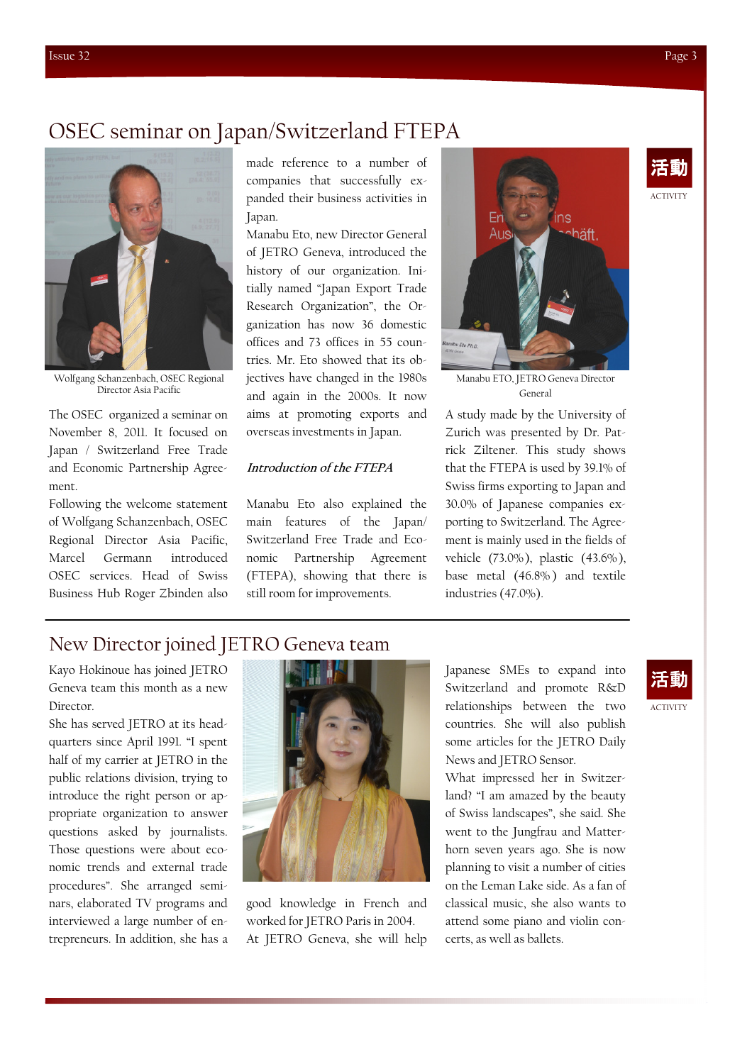# OSEC seminar on Japan/Switzerland FTEPA

Wolfgang Schanzenbach, OSEC Regional Director Asia Pacific

The OSEC organized a seminar on November 8, 2011. It focused on Japan / Switzerland Free Trade and Economic Partnership Agreement.

Following the welcome statement of Wolfgang Schanzenbach, OSEC Regional Director Asia Pacific, Marcel Germann introduced OSEC services. Head of Swiss Business Hub Roger Zbinden also made reference to a number of companies that successfully expanded their business activities in Japan.

Manabu Eto, new Director General of JETRO Geneva, introduced the history of our organization. Initially named "Japan Export Trade Research Organization", the Organization has now 36 domestic offices and 73 offices in 55 countries. Mr. Eto showed that its objectives have changed in the 1980s and again in the 2000s. It now aims at promoting exports and overseas investments in Japan.

*Introduction of the FTEPA*

Manabu Eto also explained the main features of the Japan/ Switzerland Free Trade and Economic Partnership Agreement (FTEPA), showing that there is still room for improvements.

Manabu ETO, JETRO Geneva Director General

A study made by the University of Zurich was presented by Dr. Patrick Ziltener. This study shows that the FTEPA is used by 39.1% of Swiss firms exporting to Japan and 30.0% of Japanese companies exporting to Switzerland. The Agreement is mainly used in the fields of vehicle (73.0%), plastic (43.6%), base metal (46.8%) and textile industries (47.0%).

活動 ACTIVITY

# New Director joined JETRO Geneva team

Kayo Hokinoue has joined JETRO Geneva team this month as a new Director.

She has served JETRO at its headquarters since April 1991. "I spent half of my carrier at JETRO in the public relations division, trying to introduce the right person or appropriate organization to answer questions asked by journalists. Those questions were about economic trends and external trade procedures". She arranged seminars, elaborated TV programs and interviewed a large number of entrepreneurs. In addition, she has a good knowledge in French and worked for JETRO Paris in 2004.

At JETRO Geneva, she will help Japanese SMEs to expand into Switzerland and promote R&D relationships between the two countries. She will also publish some articles for the JETRO Daily News and JETRO Sensor.

What impressed her in Switzerland? "I am amazed by the beauty of Swiss landscapes", she said. She went to the Jungfrau and Matterhorn seven years ago. She is now planning to visit a number of cities on the Leman Lake side. As a fan of classical music, she also wants to attend some piano and violin concerts, as well as ballets.

活動 ACTIVITY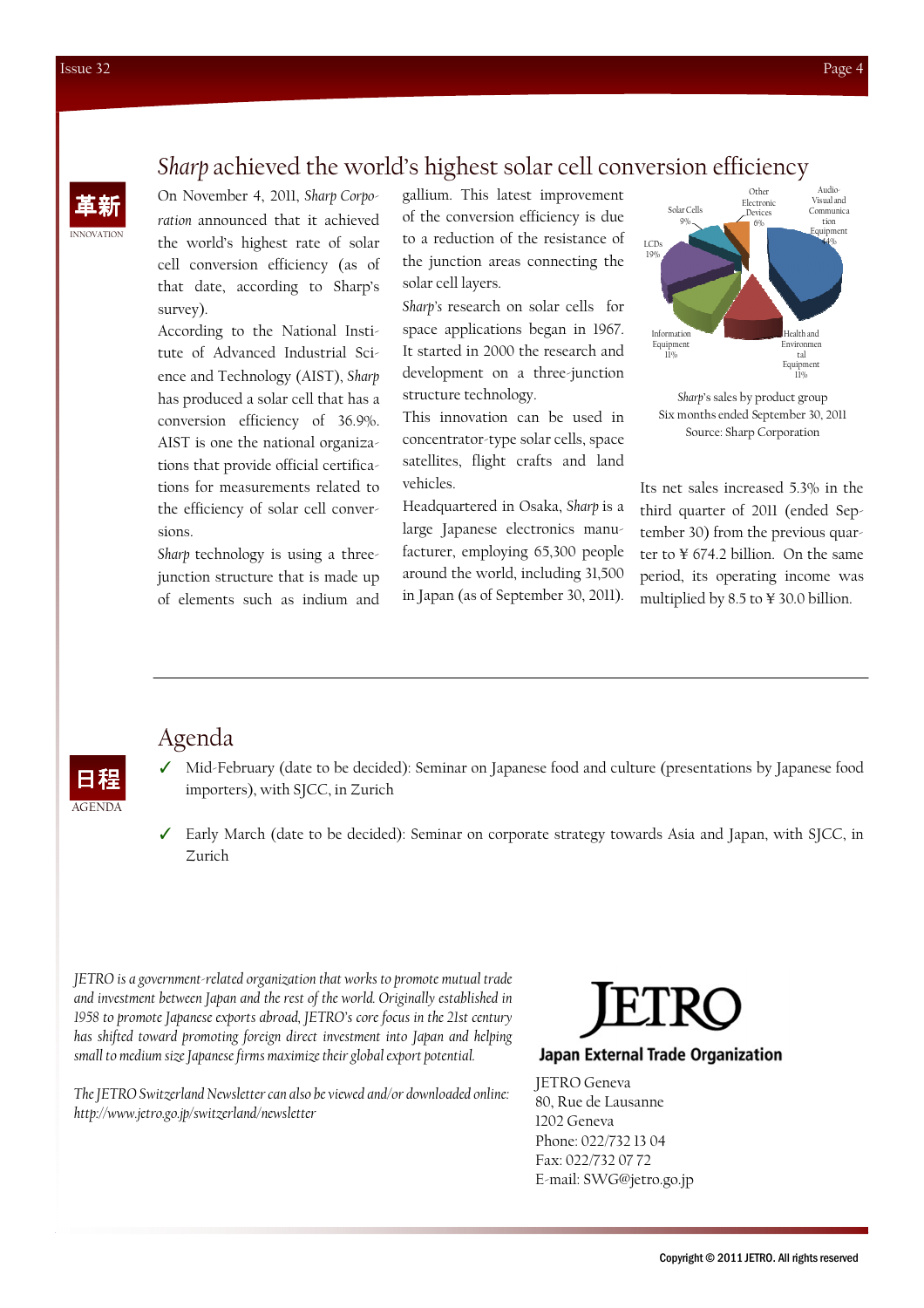## *Sharp* achieved the world's highest solar cell conversion efficiency

革新
INNOVATION

On November 4, 2011, *Sharp Corporation* announced that it achieved the world's highest rate of solar cell conversion efficiency (as of that date, according to Sharp's survey).

According to the National Institute of Advanced Industrial Science and Technology (AIST), *Sharp* has produced a solar cell that has a conversion efficiency of 36.9%. AIST is one the national organizations that provide official certifications for measurements related to the efficiency of solar cell conversions.

*Sharp* technology is using a three-junction structure that is made up of elements such as indium and gallium. This latest improvement of the conversion efficiency is due to a reduction of the resistance of the junction areas connecting the solar cell layers.

*Sharp's* research on solar cells for space applications began in 1967. It started in 2000 the research and development on a three-junction structure technology.

This innovation can be used in concentrator-type solar cells, space satellites, flight crafts and land vehicles.

Headquartered in Osaka, *Sharp* is a large Japanese electronics manufacturer, employing 65,300 people around the world, including 31,500 in Japan (as of September 30, 2011).

Other Electronic Devices 6%
Audio-Visual and Communication Equipment 44%
Solar Cells 9%
LCDs 19%
Information Equipment 11%
Health and Environmental Equipment 11%

*Sharp's* sales by product group
Six months ended September 30, 2011
Source: Sharp Corporation

Its net sales increased 5.3% in the third quarter of 2011 (ended September 30) from the previous quarter to ¥ 674.2 billion. On the same period, its operating income was multiplied by 8.5 to ¥ 30.0 billion.

## Agenda

日程
AGENDA

- ✓ Mid-February (date to be decided): Seminar on Japanese food and culture (presentations by Japanese food importers), with SJCC, in Zurich
- ✓ Early March (date to be decided): Seminar on corporate strategy towards Asia and Japan, with SJCC, in Zurich

*JETRO is a government-related organization that works to promote mutual trade and investment between Japan and the rest of the world. Originally established in 1958 to promote Japanese exports abroad, JETRO's core focus in the 21st century has shifted toward promoting foreign direct investment into Japan and helping small to medium size Japanese firms maximize their global export potential.*

*The JETRO Switzerland Newsletter can also be viewed and/or downloaded online: http://www.jetro.go.jp/switzerland/newsletter*

JETRO
**Japan External Trade Organization**

JETRO Geneva
80, Rue de Lausanne
1202 Geneva
Phone: 022/732 13 04
Fax: 022/732 07 72
E-mail: SWG@jetro.go.jp

**Copyright © 2011 JETRO. All rights reserved**